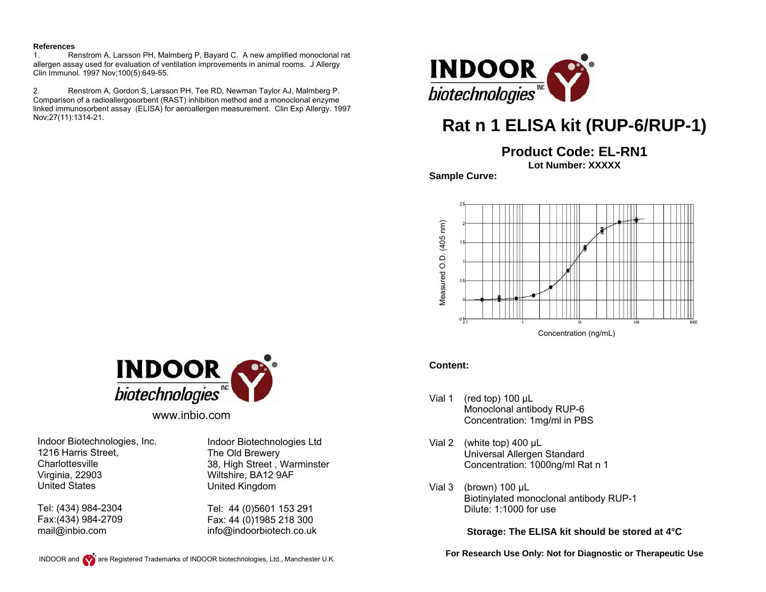**References**

1. Renstrom A, Larsson PH, Malmberg P, Bayard C. A new amplified monoclonal rat allergen assay used for evaluation of ventilation improvements in animal rooms. J Allergy Clin Immunol. 1997 Nov;100(5):649-55.

2. Renstrom A, Gordon S, Larsson PH, Tee RD, Newman Taylor AJ, Malmberg P. Comparison of a radioallergosorbent (RAST) inhibition method and a monoclonal enzyme linked immunosorbent assay (ELISA) for aeroallergen measurement. Clin Exp Allergy. 1997 Nov;27(11):1314-21.

INDOOR biotechnologies INC

www.inbio.com

Indoor Biotechnologies, Inc.
1216 Harris Street,
Charlottesville
Virginia, 22903
United States

Tel: (434) 984-2304
Fax:(434) 984-2709
mail@inbio.com

Indoor Biotechnologies Ltd
The Old Brewery
38, High Street , Warminster
Wiltshire, BA12 9AF
United Kingdom

Tel: 44 (0)5601 153 291
Fax: 44 (0)1985 218 300
info@indoorbiotech.co.uk

INDOOR and are Registered Trademarks of INDOOR biotechnologies, Ltd., Manchester U.K.

INDOOR biotechnologies INC

# Rat n 1 ELISA kit (RUP-6/RUP-1)

## Product Code: EL-RN1

**Lot Number: XXXXX**

**Sample Curve:**

Measured O.D. (405 nm)

Concentration (ng/mL)

**Content:**

Vial 1 (red top) 100 µL
Monoclonal antibody RUP-6
Concentration: 1mg/ml in PBS

Vial 2 (white top) 400 µL
Universal Allergen Standard
Concentration: 1000ng/ml Rat n 1

Vial 3 (brown) 100 µL
Biotinylated monoclonal antibody RUP-1
Dilute: 1:1000 for use

**Storage: The ELISA kit should be stored at 4°C**

**For Research Use Only: Not for Diagnostic or Therapeutic Use**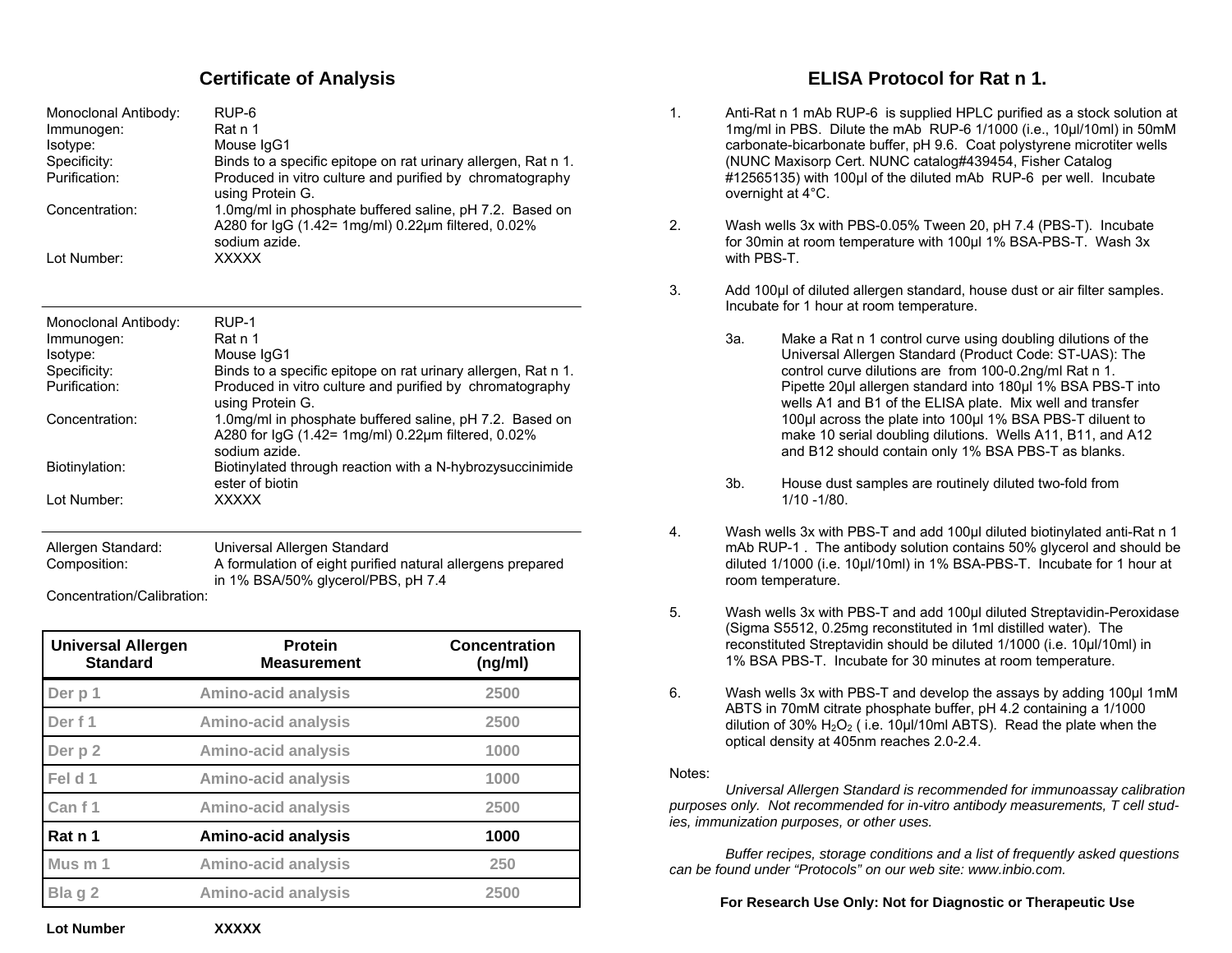## Certificate of Analysis

Monoclonal Antibody: RUP-6
Immunogen: Rat n 1
Isotype: Mouse IgG1
Specificity: Binds to a specific epitope on rat urinary allergen, Rat n 1.
Purification: Produced in vitro culture and purified by chromatography using Protein G.
Concentration: 1.0mg/ml in phosphate buffered saline, pH 7.2. Based on A280 for IgG (1.42= 1mg/ml) 0.22µm filtered, 0.02% sodium azide.
Lot Number: XXXXX

---

Monoclonal Antibody: RUP-1
Immunogen: Rat n 1
Isotype: Mouse IgG1
Specificity: Binds to a specific epitope on rat urinary allergen, Rat n 1.
Purification: Produced in vitro culture and purified by chromatography using Protein G.
Concentration: 1.0mg/ml in phosphate buffered saline, pH 7.2. Based on A280 for IgG (1.42= 1mg/ml) 0.22µm filtered, 0.02% sodium azide.
Biotinylation: Biotinylated through reaction with a N-hybrozysuccinimide ester of biotin
Lot Number: XXXXX

---

Allergen Standard: Universal Allergen Standard
Composition: A formulation of eight purified natural allergens prepared in 1% BSA/50% glycerol/PBS, pH 7.4
Concentration/Calibration:

| Universal Allergen Standard | Protein Measurement | Concentration (ng/ml) |
|---|---|---|
| Der p 1 | Amino-acid analysis | 2500 |
| Der f 1 | Amino-acid analysis | 2500 |
| Der p 2 | Amino-acid analysis | 1000 |
| Fel d 1 | Amino-acid analysis | 1000 |
| Can f 1 | Amino-acid analysis | 2500 |
| **Rat n 1** | **Amino-acid analysis** | **1000** |
| Mus m 1 | Amino-acid analysis | 250 |
| Bla g 2 | Amino-acid analysis | 2500 |

**Lot Number** **XXXXX**

## ELISA Protocol for Rat n 1.

1. Anti-Rat n 1 mAb RUP-6 is supplied HPLC purified as a stock solution at 1mg/ml in PBS. Dilute the mAb RUP-6 1/1000 (i.e., 10µl/10ml) in 50mM carbonate-bicarbonate buffer, pH 9.6. Coat polystyrene microtiter wells (NUNC Maxisorp Cert. NUNC catalog#439454, Fisher Catalog #12565135) with 100µl of the diluted mAb RUP-6 per well. Incubate overnight at 4°C.

2. Wash wells 3x with PBS-0.05% Tween 20, pH 7.4 (PBS-T). Incubate for 30min at room temperature with 100µl 1% BSA-PBS-T. Wash 3x with PBS-T.

3. Add 100µl of diluted allergen standard, house dust or air filter samples. Incubate for 1 hour at room temperature.

   3a. Make a Rat n 1 control curve using doubling dilutions of the Universal Allergen Standard (Product Code: ST-UAS): The control curve dilutions are from 100-0.2ng/ml Rat n 1. Pipette 20µl allergen standard into 180µl 1% BSA PBS-T into wells A1 and B1 of the ELISA plate. Mix well and transfer 100µl across the plate into 100µl 1% BSA PBS-T diluent to make 10 serial doubling dilutions. Wells A11, B11, and A12 and B12 should contain only 1% BSA PBS-T as blanks.

   3b. House dust samples are routinely diluted two-fold from 1/10 -1/80.

4. Wash wells 3x with PBS-T and add 100µl diluted biotinylated anti-Rat n 1 mAb RUP-1 . The antibody solution contains 50% glycerol and should be diluted 1/1000 (i.e. 10µl/10ml) in 1% BSA-PBS-T. Incubate for 1 hour at room temperature.

5. Wash wells 3x with PBS-T and add 100µl diluted Streptavidin-Peroxidase (Sigma S5512, 0.25mg reconstituted in 1ml distilled water). The reconstituted Streptavidin should be diluted 1/1000 (i.e. 10µl/10ml) in 1% BSA PBS-T. Incubate for 30 minutes at room temperature.

6. Wash wells 3x with PBS-T and develop the assays by adding 100µl 1mM ABTS in 70mM citrate phosphate buffer, pH 4.2 containing a 1/1000 dilution of 30% $H_2O_2$ ( i.e. 10µl/10ml ABTS). Read the plate when the optical density at 405nm reaches 2.0-2.4.

Notes:

*Universal Allergen Standard is recommended for immunoassay calibration purposes only. Not recommended for in-vitro antibody measurements, T cell studies, immunization purposes, or other uses.*

*Buffer recipes, storage conditions and a list of frequently asked questions can be found under "Protocols" on our web site: www.inbio.com.*

**For Research Use Only: Not for Diagnostic or Therapeutic Use**